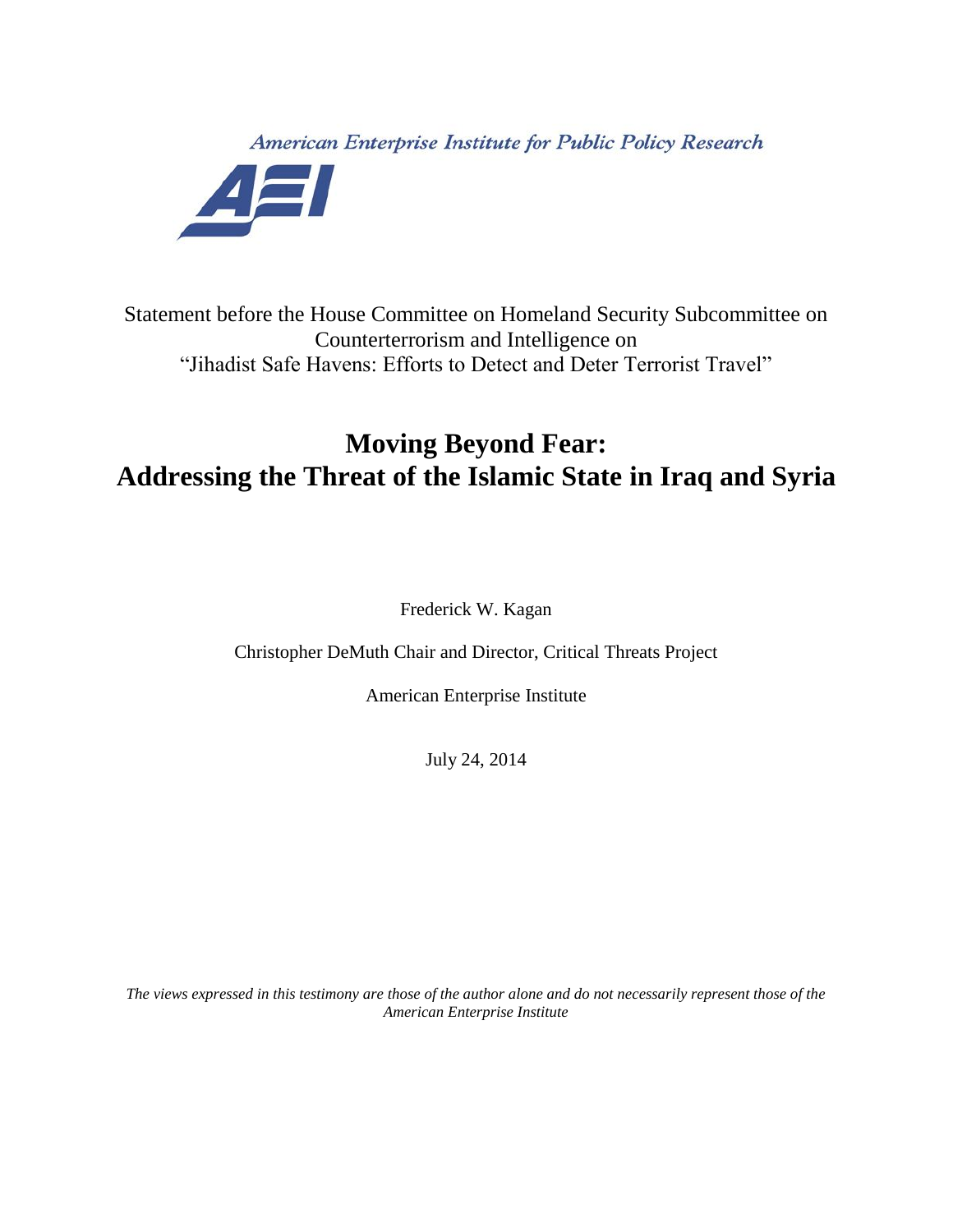American Enterprise Institute for Public Policy Research

Statement before the House Committee on Homeland Security Subcommittee on Counterterrorism and Intelligence on "Jihadist Safe Havens: Efforts to Detect and Deter Terrorist Travel"

# Moving Beyond Fear: Addressing the Threat of the Islamic State in Iraq and Syria

Frederick W. Kagan

Christopher DeMuth Chair and Director, Critical Threats Project

American Enterprise Institute

July 24, 2014

*The views expressed in this testimony are those of the author alone and do not necessarily represent those of the American Enterprise Institute*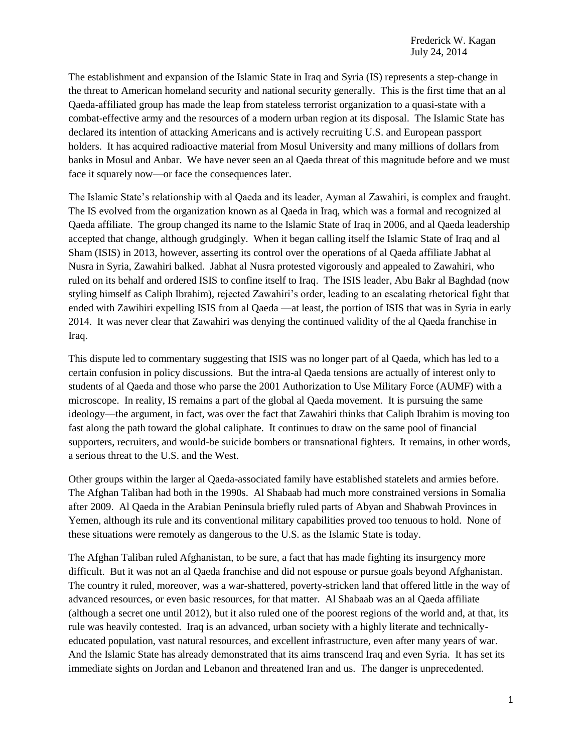Frederick W. Kagan
July 24, 2014

The establishment and expansion of the Islamic State in Iraq and Syria (IS) represents a step-change in the threat to American homeland security and national security generally. This is the first time that an al Qaeda-affiliated group has made the leap from stateless terrorist organization to a quasi-state with a combat-effective army and the resources of a modern urban region at its disposal. The Islamic State has declared its intention of attacking Americans and is actively recruiting U.S. and European passport holders. It has acquired radioactive material from Mosul University and many millions of dollars from banks in Mosul and Anbar. We have never seen an al Qaeda threat of this magnitude before and we must face it squarely now—or face the consequences later.

The Islamic State's relationship with al Qaeda and its leader, Ayman al Zawahiri, is complex and fraught. The IS evolved from the organization known as al Qaeda in Iraq, which was a formal and recognized al Qaeda affiliate. The group changed its name to the Islamic State of Iraq in 2006, and al Qaeda leadership accepted that change, although grudgingly. When it began calling itself the Islamic State of Iraq and al Sham (ISIS) in 2013, however, asserting its control over the operations of al Qaeda affiliate Jabhat al Nusra in Syria, Zawahiri balked. Jabhat al Nusra protested vigorously and appealed to Zawahiri, who ruled on its behalf and ordered ISIS to confine itself to Iraq. The ISIS leader, Abu Bakr al Baghdad (now styling himself as Caliph Ibrahim), rejected Zawahiri's order, leading to an escalating rhetorical fight that ended with Zawihiri expelling ISIS from al Qaeda —at least, the portion of ISIS that was in Syria in early 2014. It was never clear that Zawahiri was denying the continued validity of the al Qaeda franchise in Iraq.

This dispute led to commentary suggesting that ISIS was no longer part of al Qaeda, which has led to a certain confusion in policy discussions. But the intra-al Qaeda tensions are actually of interest only to students of al Qaeda and those who parse the 2001 Authorization to Use Military Force (AUMF) with a microscope. In reality, IS remains a part of the global al Qaeda movement. It is pursuing the same ideology—the argument, in fact, was over the fact that Zawahiri thinks that Caliph Ibrahim is moving too fast along the path toward the global caliphate. It continues to draw on the same pool of financial supporters, recruiters, and would-be suicide bombers or transnational fighters. It remains, in other words, a serious threat to the U.S. and the West.

Other groups within the larger al Qaeda-associated family have established statelets and armies before. The Afghan Taliban had both in the 1990s. Al Shabaab had much more constrained versions in Somalia after 2009. Al Qaeda in the Arabian Peninsula briefly ruled parts of Abyan and Shabwah Provinces in Yemen, although its rule and its conventional military capabilities proved too tenuous to hold. None of these situations were remotely as dangerous to the U.S. as the Islamic State is today.

The Afghan Taliban ruled Afghanistan, to be sure, a fact that has made fighting its insurgency more difficult. But it was not an al Qaeda franchise and did not espouse or pursue goals beyond Afghanistan. The country it ruled, moreover, was a war-shattered, poverty-stricken land that offered little in the way of advanced resources, or even basic resources, for that matter. Al Shabaab was an al Qaeda affiliate (although a secret one until 2012), but it also ruled one of the poorest regions of the world and, at that, its rule was heavily contested. Iraq is an advanced, urban society with a highly literate and technically-educated population, vast natural resources, and excellent infrastructure, even after many years of war. And the Islamic State has already demonstrated that its aims transcend Iraq and even Syria. It has set its immediate sights on Jordan and Lebanon and threatened Iran and us. The danger is unprecedented.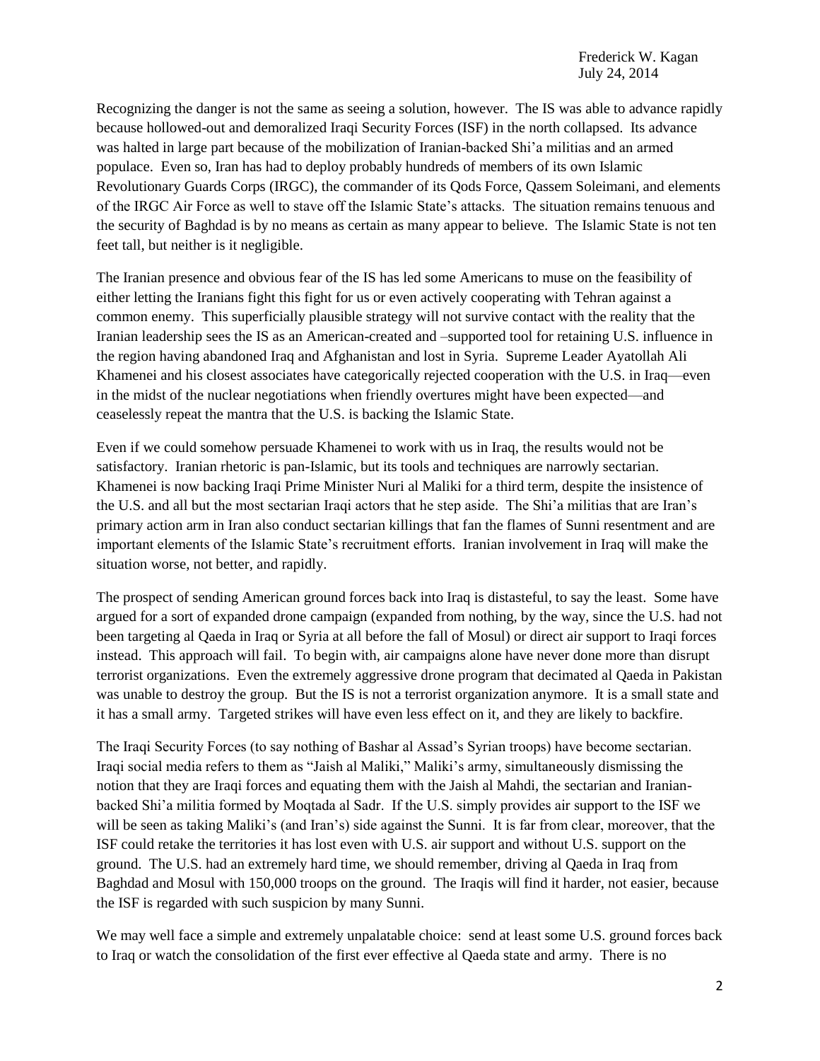Recognizing the danger is not the same as seeing a solution, however. The IS was able to advance rapidly because hollowed-out and demoralized Iraqi Security Forces (ISF) in the north collapsed. Its advance was halted in large part because of the mobilization of Iranian-backed Shi'a militias and an armed populace. Even so, Iran has had to deploy probably hundreds of members of its own Islamic Revolutionary Guards Corps (IRGC), the commander of its Qods Force, Qassem Soleimani, and elements of the IRGC Air Force as well to stave off the Islamic State's attacks. The situation remains tenuous and the security of Baghdad is by no means as certain as many appear to believe. The Islamic State is not ten feet tall, but neither is it negligible.

The Iranian presence and obvious fear of the IS has led some Americans to muse on the feasibility of either letting the Iranians fight this fight for us or even actively cooperating with Tehran against a common enemy. This superficially plausible strategy will not survive contact with the reality that the Iranian leadership sees the IS as an American-created and –supported tool for retaining U.S. influence in the region having abandoned Iraq and Afghanistan and lost in Syria. Supreme Leader Ayatollah Ali Khamenei and his closest associates have categorically rejected cooperation with the U.S. in Iraq—even in the midst of the nuclear negotiations when friendly overtures might have been expected—and ceaselessly repeat the mantra that the U.S. is backing the Islamic State.

Even if we could somehow persuade Khamenei to work with us in Iraq, the results would not be satisfactory. Iranian rhetoric is pan-Islamic, but its tools and techniques are narrowly sectarian. Khamenei is now backing Iraqi Prime Minister Nuri al Maliki for a third term, despite the insistence of the U.S. and all but the most sectarian Iraqi actors that he step aside. The Shi'a militias that are Iran's primary action arm in Iran also conduct sectarian killings that fan the flames of Sunni resentment and are important elements of the Islamic State's recruitment efforts. Iranian involvement in Iraq will make the situation worse, not better, and rapidly.

The prospect of sending American ground forces back into Iraq is distasteful, to say the least. Some have argued for a sort of expanded drone campaign (expanded from nothing, by the way, since the U.S. had not been targeting al Qaeda in Iraq or Syria at all before the fall of Mosul) or direct air support to Iraqi forces instead. This approach will fail. To begin with, air campaigns alone have never done more than disrupt terrorist organizations. Even the extremely aggressive drone program that decimated al Qaeda in Pakistan was unable to destroy the group. But the IS is not a terrorist organization anymore. It is a small state and it has a small army. Targeted strikes will have even less effect on it, and they are likely to backfire.

The Iraqi Security Forces (to say nothing of Bashar al Assad's Syrian troops) have become sectarian. Iraqi social media refers to them as "Jaish al Maliki," Maliki's army, simultaneously dismissing the notion that they are Iraqi forces and equating them with the Jaish al Mahdi, the sectarian and Iranian-backed Shi'a militia formed by Moqtada al Sadr. If the U.S. simply provides air support to the ISF we will be seen as taking Maliki's (and Iran's) side against the Sunni. It is far from clear, moreover, that the ISF could retake the territories it has lost even with U.S. air support and without U.S. support on the ground. The U.S. had an extremely hard time, we should remember, driving al Qaeda in Iraq from Baghdad and Mosul with 150,000 troops on the ground. The Iraqis will find it harder, not easier, because the ISF is regarded with such suspicion by many Sunni.

We may well face a simple and extremely unpalatable choice: send at least some U.S. ground forces back to Iraq or watch the consolidation of the first ever effective al Qaeda state and army. There is no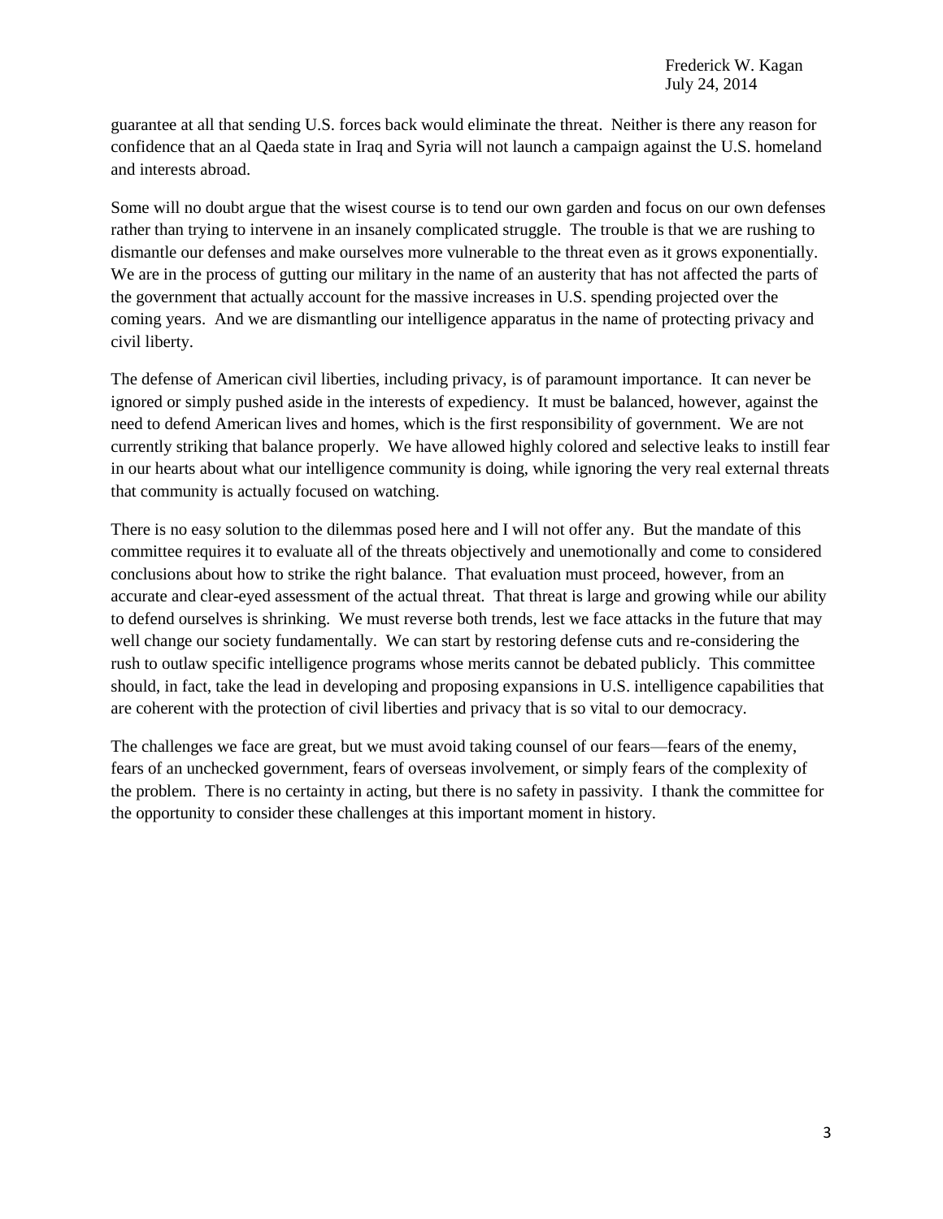guarantee at all that sending U.S. forces back would eliminate the threat. Neither is there any reason for confidence that an al Qaeda state in Iraq and Syria will not launch a campaign against the U.S. homeland and interests abroad.

Some will no doubt argue that the wisest course is to tend our own garden and focus on our own defenses rather than trying to intervene in an insanely complicated struggle. The trouble is that we are rushing to dismantle our defenses and make ourselves more vulnerable to the threat even as it grows exponentially. We are in the process of gutting our military in the name of an austerity that has not affected the parts of the government that actually account for the massive increases in U.S. spending projected over the coming years. And we are dismantling our intelligence apparatus in the name of protecting privacy and civil liberty.

The defense of American civil liberties, including privacy, is of paramount importance. It can never be ignored or simply pushed aside in the interests of expediency. It must be balanced, however, against the need to defend American lives and homes, which is the first responsibility of government. We are not currently striking that balance properly. We have allowed highly colored and selective leaks to instill fear in our hearts about what our intelligence community is doing, while ignoring the very real external threats that community is actually focused on watching.

There is no easy solution to the dilemmas posed here and I will not offer any. But the mandate of this committee requires it to evaluate all of the threats objectively and unemotionally and come to considered conclusions about how to strike the right balance. That evaluation must proceed, however, from an accurate and clear-eyed assessment of the actual threat. That threat is large and growing while our ability to defend ourselves is shrinking. We must reverse both trends, lest we face attacks in the future that may well change our society fundamentally. We can start by restoring defense cuts and re-considering the rush to outlaw specific intelligence programs whose merits cannot be debated publicly. This committee should, in fact, take the lead in developing and proposing expansions in U.S. intelligence capabilities that are coherent with the protection of civil liberties and privacy that is so vital to our democracy.

The challenges we face are great, but we must avoid taking counsel of our fears—fears of the enemy, fears of an unchecked government, fears of overseas involvement, or simply fears of the complexity of the problem. There is no certainty in acting, but there is no safety in passivity. I thank the committee for the opportunity to consider these challenges at this important moment in history.